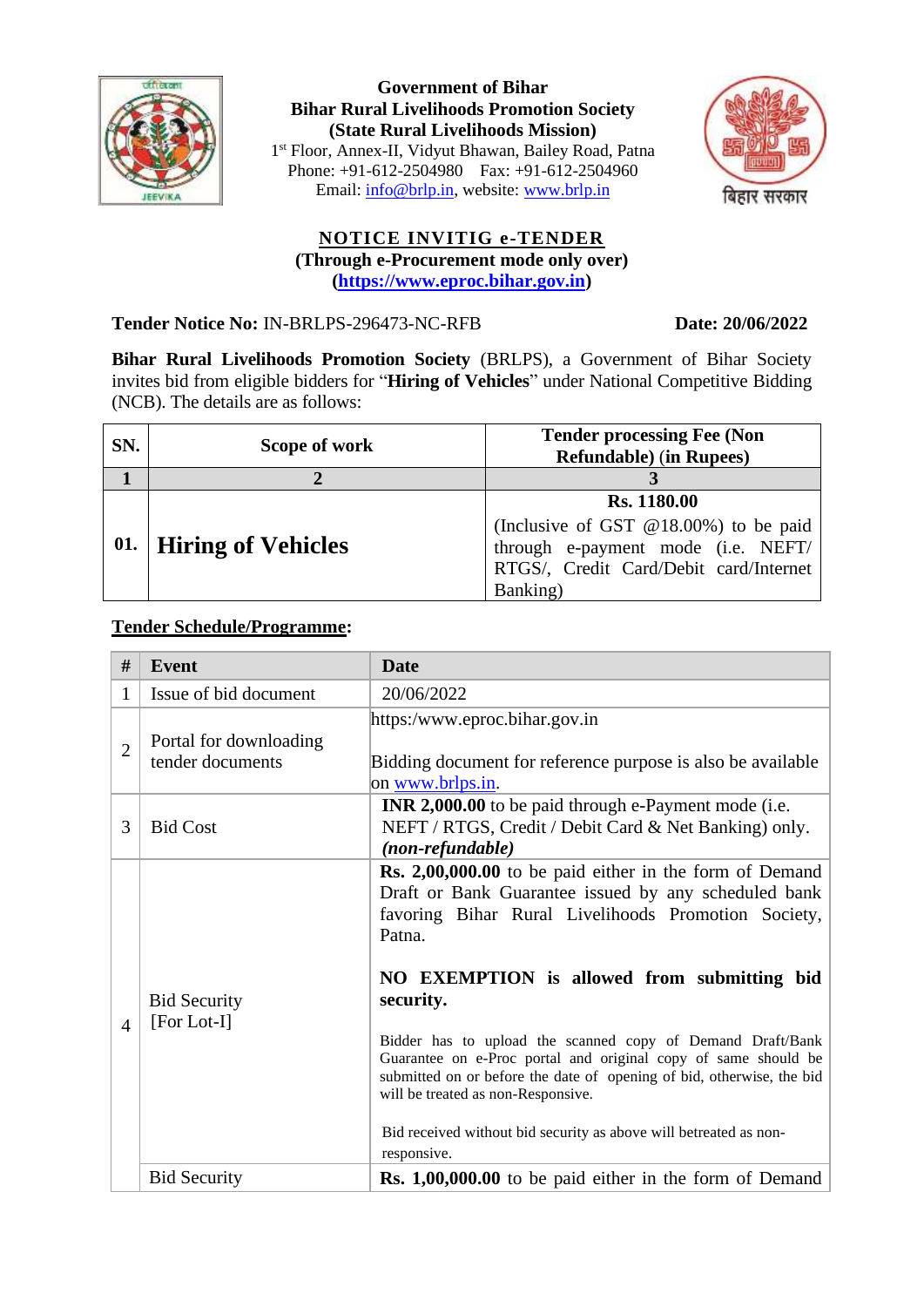**Government of Bihar**
**Bihar Rural Livelihoods Promotion Society**
**(State Rural Livelihoods Mission)**
1st Floor, Annex-II, Vidyut Bhawan, Bailey Road, Patna
Phone: +91-612-2504980 Fax: +91-612-2504960
Email: info@brlp.in, website: www.brlp.in

बिहार सरकार

## NOTICE INVITIG e-TENDER

**(Through e-Procurement mode only over)**
**(https://www.eproc.bihar.gov.in)**

**Tender Notice No:** IN-BRLPS-296473-NC-RFB **Date: 20/06/2022**

**Bihar Rural Livelihoods Promotion Society** (BRLPS), a Government of Bihar Society invites bid from eligible bidders for "**Hiring of Vehicles**" under National Competitive Bidding (NCB). The details are as follows:

| SN. | Scope of work | Tender processing Fee (Non Refundable) (in Rupees) |
|---|---|---|
| **1** | **2** | **3** |
| **01.** | **Hiring of Vehicles** | **Rs. 1180.00** (Inclusive of GST @18.00%) to be paid through e-payment mode (i.e. NEFT/ RTGS/, Credit Card/Debit card/Internet Banking) |

**Tender Schedule/Programme:**

| # | Event | Date |
|---|---|---|
| 1 | Issue of bid document | 20/06/2022 |
| 2 | Portal for downloading tender documents | https:/www.eproc.bihar.gov.in<br><br>Bidding document for reference purpose is also be available on www.brlps.in. |
| 3 | Bid Cost | **INR 2,000.00** to be paid through e-Payment mode (i.e. NEFT / RTGS, Credit / Debit Card & Net Banking) only. ***(non-refundable)*** |
| 4 | Bid Security [For Lot-I] | **Rs. 2,00,000.00** to be paid either in the form of Demand Draft or Bank Guarantee issued by any scheduled bank favoring Bihar Rural Livelihoods Promotion Society, Patna.<br><br>**NO EXEMPTION is allowed from submitting bid security.**<br><br>Bidder has to upload the scanned copy of Demand Draft/Bank Guarantee on e-Proc portal and original copy of same should be submitted on or before the date of opening of bid, otherwise, the bid will be treated as non-Responsive.<br><br>Bid received without bid security as above will betreated as non-responsive. |
| | Bid Security | **Rs. 1,00,000.00** to be paid either in the form of Demand |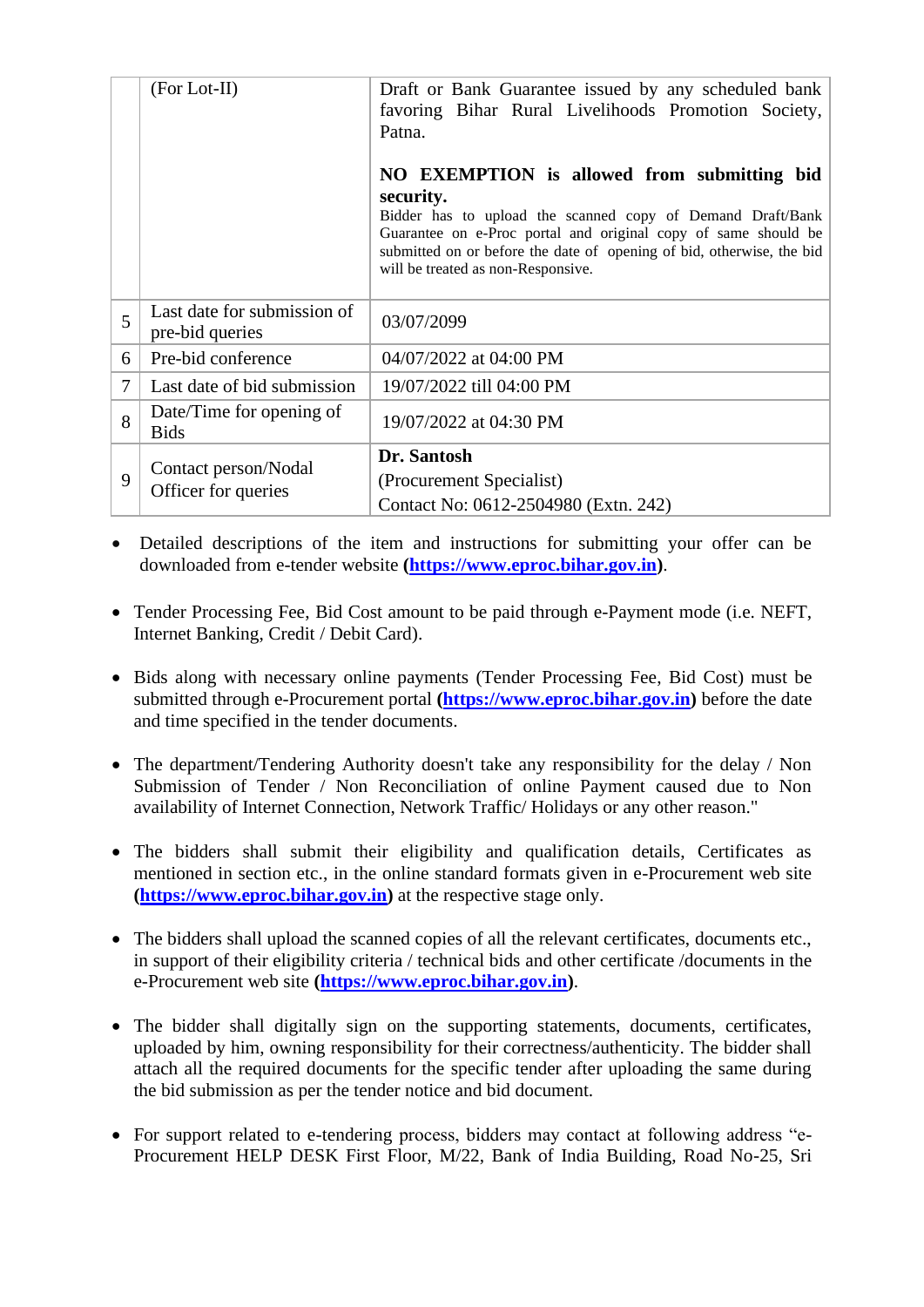|   |   |   |
|---|---|---|
|   | (For Lot-II) | Draft or Bank Guarantee issued by any scheduled bank favoring Bihar Rural Livelihoods Promotion Society, Patna.<br><br>**NO EXEMPTION is allowed from submitting bid security.**<br>Bidder has to upload the scanned copy of Demand Draft/Bank Guarantee on e-Proc portal and original copy of same should be submitted on or before the date of opening of bid, otherwise, the bid will be treated as non-Responsive. |
| 5 | Last date for submission of pre-bid queries | 03/07/2099 |
| 6 | Pre-bid conference | 04/07/2022 at 04:00 PM |
| 7 | Last date of bid submission | 19/07/2022 till 04:00 PM |
| 8 | Date/Time for opening of Bids | 19/07/2022 at 04:30 PM |
| 9 | Contact person/Nodal Officer for queries | **Dr. Santosh**<br>(Procurement Specialist)<br>Contact No: 0612-2504980 (Extn. 242) |

- Detailed descriptions of the item and instructions for submitting your offer can be downloaded from e-tender website (**https://www.eproc.bihar.gov.in**).

- Tender Processing Fee, Bid Cost amount to be paid through e-Payment mode (i.e. NEFT, Internet Banking, Credit / Debit Card).

- Bids along with necessary online payments (Tender Processing Fee, Bid Cost) must be submitted through e-Procurement portal (**https://www.eproc.bihar.gov.in**) before the date and time specified in the tender documents.

- The department/Tendering Authority doesn't take any responsibility for the delay / Non Submission of Tender / Non Reconciliation of online Payment caused due to Non availability of Internet Connection, Network Traffic/ Holidays or any other reason."

- The bidders shall submit their eligibility and qualification details, Certificates as mentioned in section etc., in the online standard formats given in e-Procurement web site (**https://www.eproc.bihar.gov.in**) at the respective stage only.

- The bidders shall upload the scanned copies of all the relevant certificates, documents etc., in support of their eligibility criteria / technical bids and other certificate /documents in the e-Procurement web site (**https://www.eproc.bihar.gov.in**).

- The bidder shall digitally sign on the supporting statements, documents, certificates, uploaded by him, owning responsibility for their correctness/authenticity. The bidder shall attach all the required documents for the specific tender after uploading the same during the bid submission as per the tender notice and bid document.

- For support related to e-tendering process, bidders may contact at following address "e-Procurement HELP DESK First Floor, M/22, Bank of India Building, Road No-25, Sri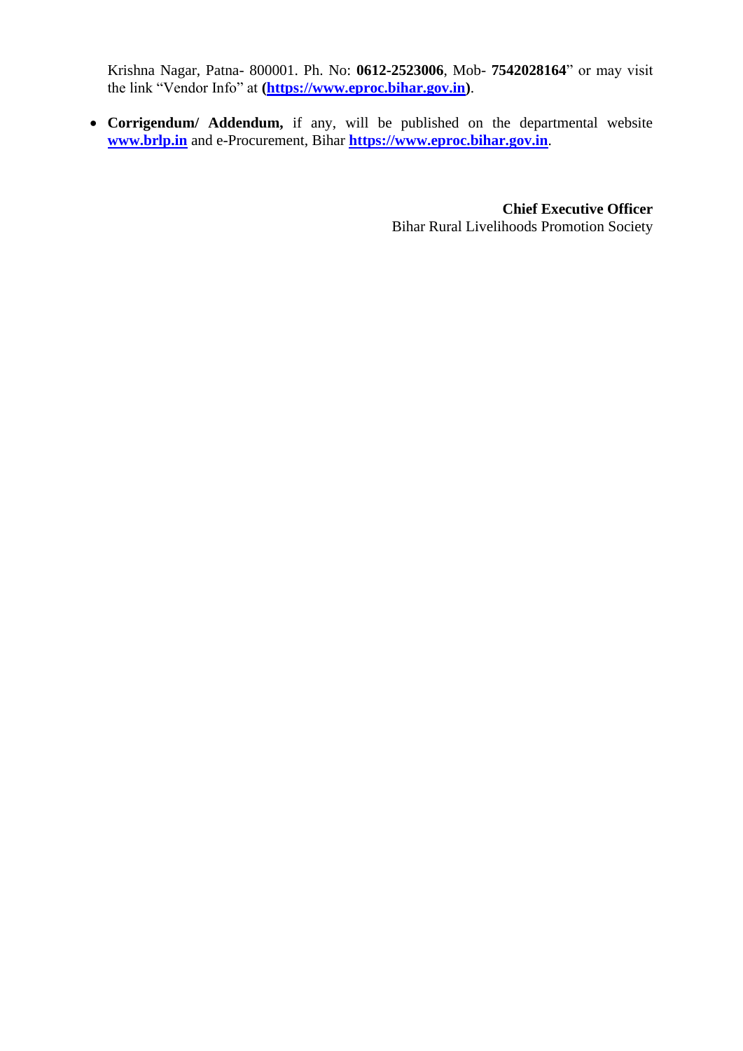Krishna Nagar, Patna- 800001. Ph. No: **0612-2523006**, Mob- **7542028164**" or may visit the link "Vendor Info" at **(https://www.eproc.bihar.gov.in)**.

- **Corrigendum/ Addendum,** if any, will be published on the departmental website **www.brlp.in** and e-Procurement, Bihar **https://www.eproc.bihar.gov.in**.

**Chief Executive Officer**
Bihar Rural Livelihoods Promotion Society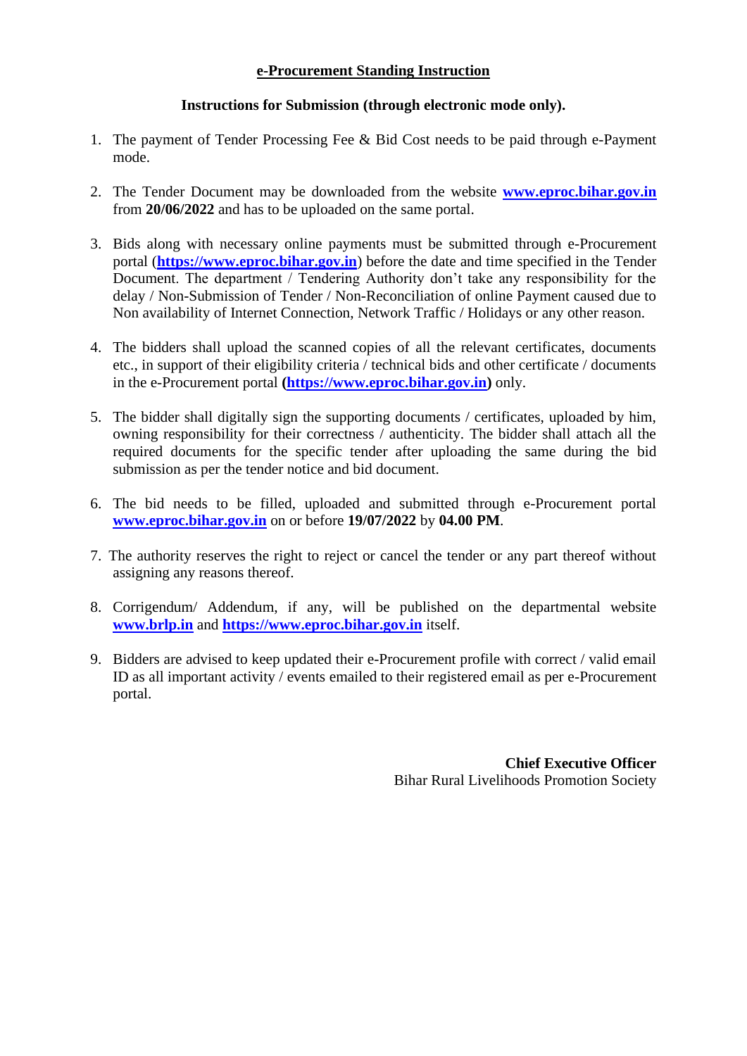# e-Procurement Standing Instruction

## Instructions for Submission (through electronic mode only).

1. The payment of Tender Processing Fee & Bid Cost needs to be paid through e-Payment mode.

2. The Tender Document may be downloaded from the website **www.eproc.bihar.gov.in** from **20/06/2022** and has to be uploaded on the same portal.

3. Bids along with necessary online payments must be submitted through e-Procurement portal (**https://www.eproc.bihar.gov.in**) before the date and time specified in the Tender Document. The department / Tendering Authority don't take any responsibility for the delay / Non-Submission of Tender / Non-Reconciliation of online Payment caused due to Non availability of Internet Connection, Network Traffic / Holidays or any other reason.

4. The bidders shall upload the scanned copies of all the relevant certificates, documents etc., in support of their eligibility criteria / technical bids and other certificate / documents in the e-Procurement portal **(https://www.eproc.bihar.gov.in)** only.

5. The bidder shall digitally sign the supporting documents / certificates, uploaded by him, owning responsibility for their correctness / authenticity. The bidder shall attach all the required documents for the specific tender after uploading the same during the bid submission as per the tender notice and bid document.

6. The bid needs to be filled, uploaded and submitted through e-Procurement portal **www.eproc.bihar.gov.in** on or before **19/07/2022** by **04.00 PM**.

7. The authority reserves the right to reject or cancel the tender or any part thereof without assigning any reasons thereof.

8. Corrigendum/ Addendum, if any, will be published on the departmental website **www.brlp.in** and **https://www.eproc.bihar.gov.in** itself.

9. Bidders are advised to keep updated their e-Procurement profile with correct / valid email ID as all important activity / events emailed to their registered email as per e-Procurement portal.

**Chief Executive Officer**
Bihar Rural Livelihoods Promotion Society